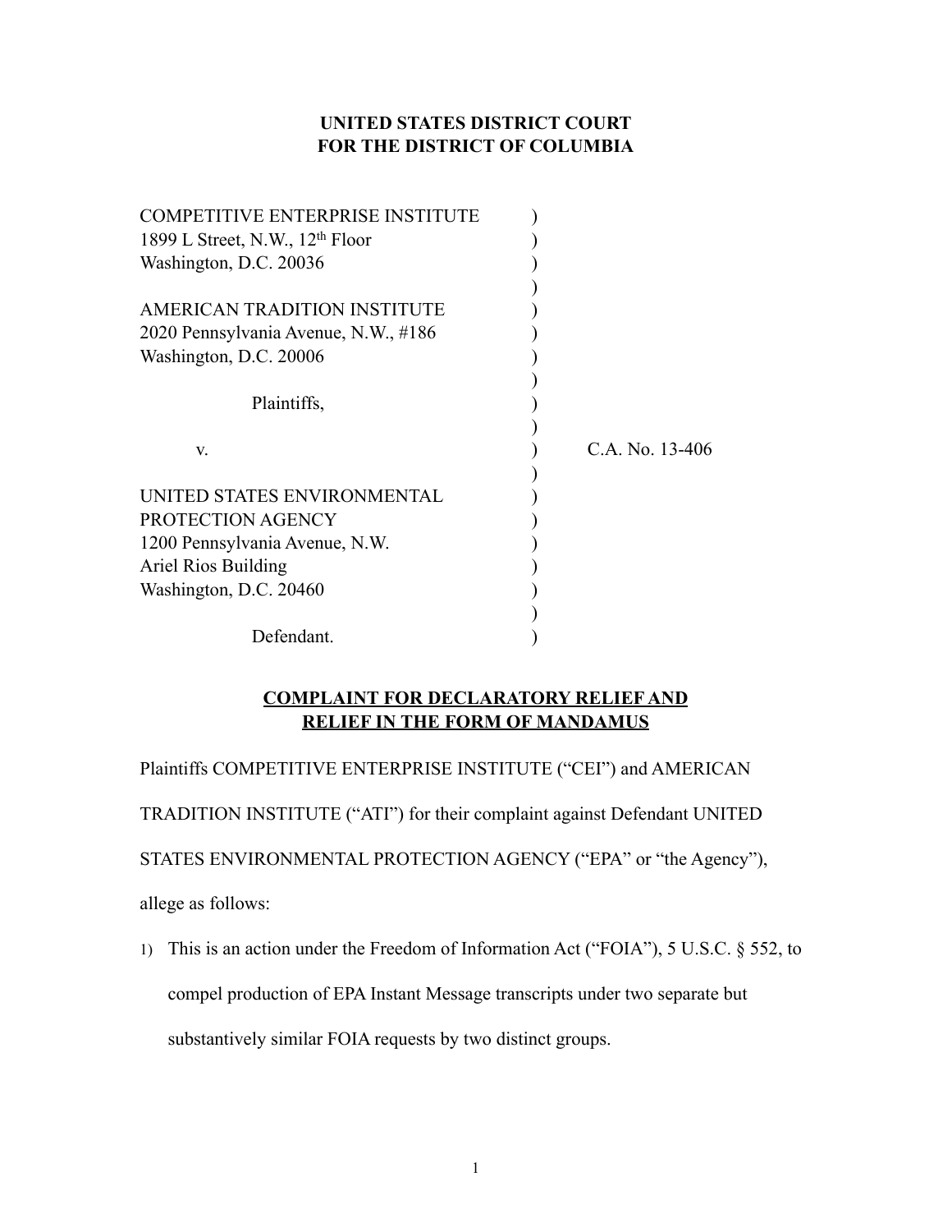**UNITED STATES DISTRICT COURT**
**FOR THE DISTRICT OF COLUMBIA**

COMPETITIVE ENTERPRISE INSTITUTE
1899 L Street, N.W., 12th Floor
Washington, D.C. 20036

AMERICAN TRADITION INSTITUTE
2020 Pennsylvania Avenue, N.W., #186
Washington, D.C. 20006

Plaintiffs,

v. C.A. No. 13-406

UNITED STATES ENVIRONMENTAL PROTECTION AGENCY
1200 Pennsylvania Avenue, N.W.
Ariel Rios Building
Washington, D.C. 20460

Defendant.

**COMPLAINT FOR DECLARATORY RELIEF AND RELIEF IN THE FORM OF MANDAMUS**

Plaintiffs COMPETITIVE ENTERPRISE INSTITUTE ("CEI") and AMERICAN TRADITION INSTITUTE ("ATI") for their complaint against Defendant UNITED STATES ENVIRONMENTAL PROTECTION AGENCY ("EPA" or "the Agency"), allege as follows:

1) This is an action under the Freedom of Information Act ("FOIA"), 5 U.S.C. § 552, to compel production of EPA Instant Message transcripts under two separate but substantively similar FOIA requests by two distinct groups.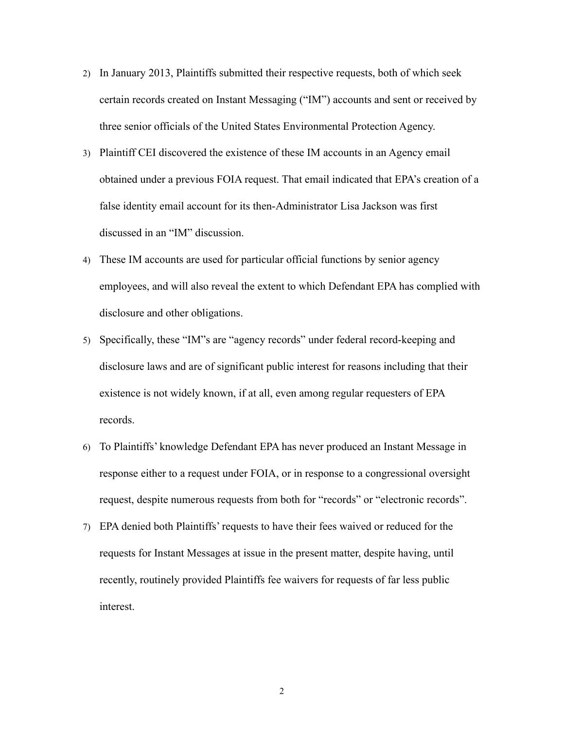2) In January 2013, Plaintiffs submitted their respective requests, both of which seek certain records created on Instant Messaging ("IM") accounts and sent or received by three senior officials of the United States Environmental Protection Agency.

3) Plaintiff CEI discovered the existence of these IM accounts in an Agency email obtained under a previous FOIA request. That email indicated that EPA's creation of a false identity email account for its then-Administrator Lisa Jackson was first discussed in an "IM" discussion.

4) These IM accounts are used for particular official functions by senior agency employees, and will also reveal the extent to which Defendant EPA has complied with disclosure and other obligations.

5) Specifically, these "IM"'s are "agency records" under federal record-keeping and disclosure laws and are of significant public interest for reasons including that their existence is not widely known, if at all, even among regular requesters of EPA records.

6) To Plaintiffs' knowledge Defendant EPA has never produced an Instant Message in response either to a request under FOIA, or in response to a congressional oversight request, despite numerous requests from both for "records" or "electronic records".

7) EPA denied both Plaintiffs' requests to have their fees waived or reduced for the requests for Instant Messages at issue in the present matter, despite having, until recently, routinely provided Plaintiffs fee waivers for requests of far less public interest.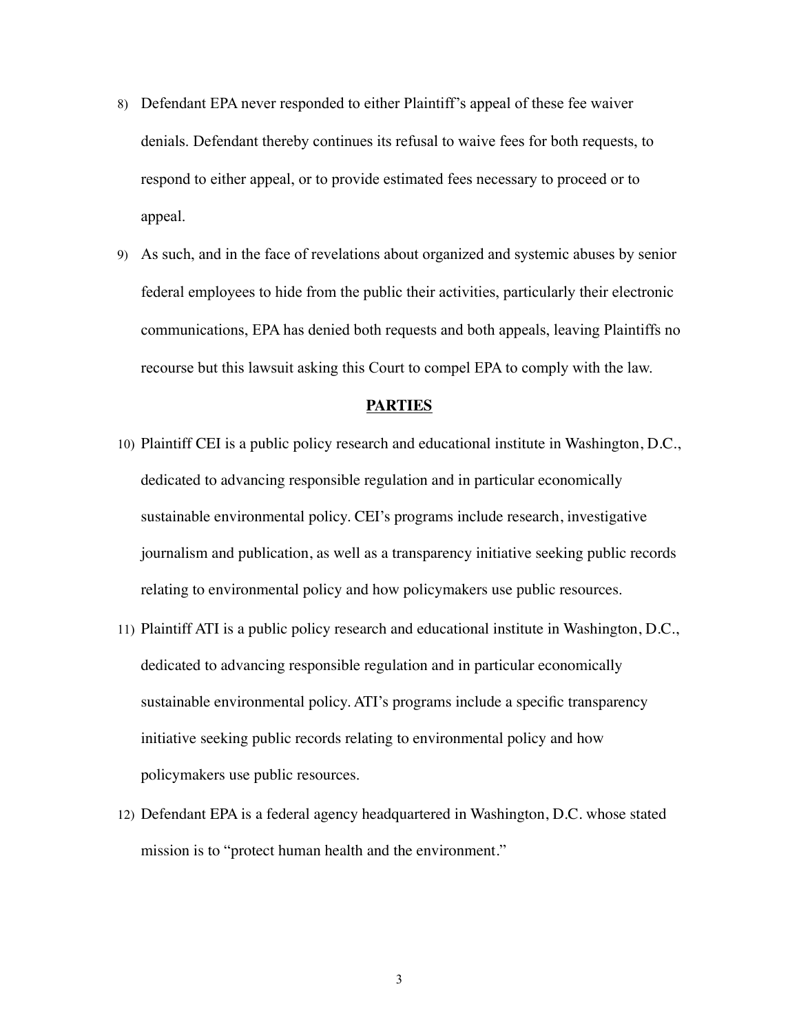8) Defendant EPA never responded to either Plaintiff's appeal of these fee waiver denials. Defendant thereby continues its refusal to waive fees for both requests, to respond to either appeal, or to provide estimated fees necessary to proceed or to appeal.

9) As such, and in the face of revelations about organized and systemic abuses by senior federal employees to hide from the public their activities, particularly their electronic communications, EPA has denied both requests and both appeals, leaving Plaintiffs no recourse but this lawsuit asking this Court to compel EPA to comply with the law.

## PARTIES

10) Plaintiff CEI is a public policy research and educational institute in Washington, D.C., dedicated to advancing responsible regulation and in particular economically sustainable environmental policy. CEI's programs include research, investigative journalism and publication, as well as a transparency initiative seeking public records relating to environmental policy and how policymakers use public resources.

11) Plaintiff ATI is a public policy research and educational institute in Washington, D.C., dedicated to advancing responsible regulation and in particular economically sustainable environmental policy. ATI's programs include a specific transparency initiative seeking public records relating to environmental policy and how policymakers use public resources.

12) Defendant EPA is a federal agency headquartered in Washington, D.C. whose stated mission is to "protect human health and the environment."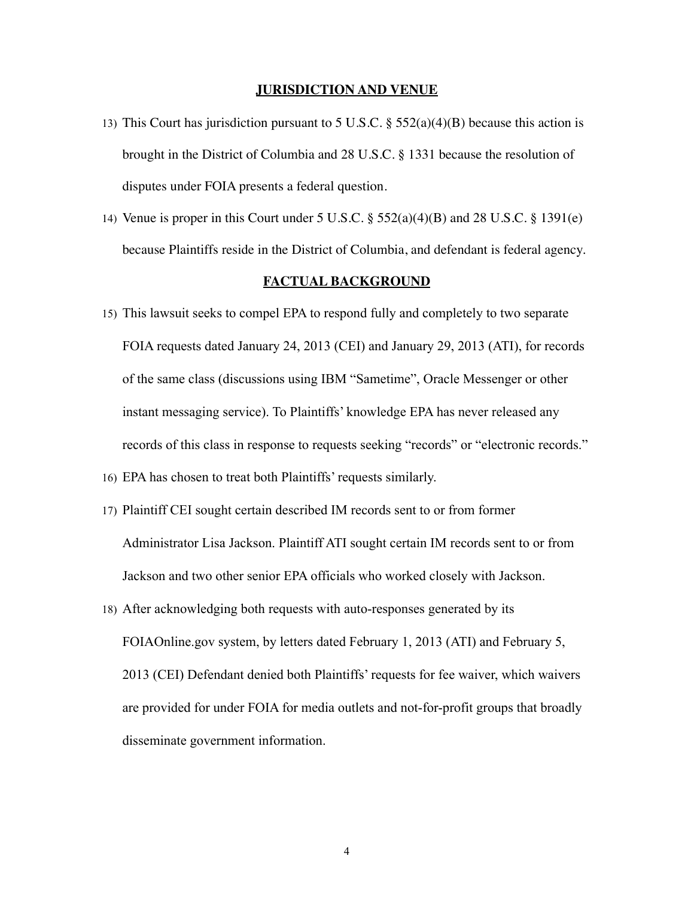## JURISDICTION AND VENUE

13) This Court has jurisdiction pursuant to 5 U.S.C. § 552(a)(4)(B) because this action is brought in the District of Columbia and 28 U.S.C. § 1331 because the resolution of disputes under FOIA presents a federal question.

14) Venue is proper in this Court under 5 U.S.C. § 552(a)(4)(B) and 28 U.S.C. § 1391(e) because Plaintiffs reside in the District of Columbia, and defendant is federal agency.

## FACTUAL BACKGROUND

15) This lawsuit seeks to compel EPA to respond fully and completely to two separate FOIA requests dated January 24, 2013 (CEI) and January 29, 2013 (ATI), for records of the same class (discussions using IBM "Sametime", Oracle Messenger or other instant messaging service). To Plaintiffs' knowledge EPA has never released any records of this class in response to requests seeking "records" or "electronic records."

16) EPA has chosen to treat both Plaintiffs' requests similarly.

17) Plaintiff CEI sought certain described IM records sent to or from former Administrator Lisa Jackson. Plaintiff ATI sought certain IM records sent to or from Jackson and two other senior EPA officials who worked closely with Jackson.

18) After acknowledging both requests with auto-responses generated by its FOIAOnline.gov system, by letters dated February 1, 2013 (ATI) and February 5, 2013 (CEI) Defendant denied both Plaintiffs' requests for fee waiver, which waivers are provided for under FOIA for media outlets and not-for-profit groups that broadly disseminate government information.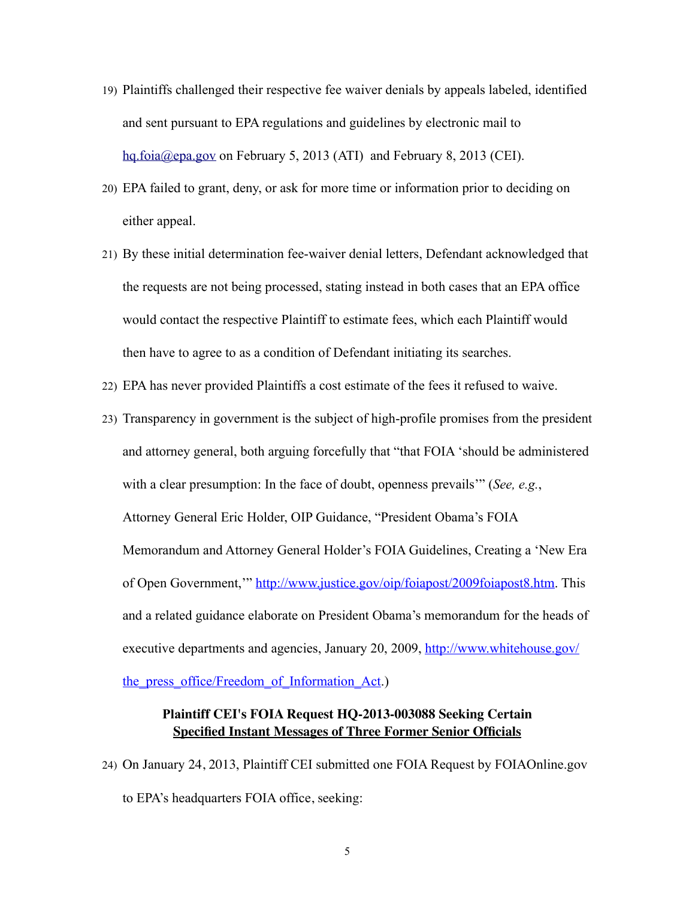19) Plaintiffs challenged their respective fee waiver denials by appeals labeled, identified and sent pursuant to EPA regulations and guidelines by electronic mail to [hq.foia@epa.gov](mailto:hq.foia@epa.gov) on February 5, 2013 (ATI) and February 8, 2013 (CEI).

20) EPA failed to grant, deny, or ask for more time or information prior to deciding on either appeal.

21) By these initial determination fee-waiver denial letters, Defendant acknowledged that the requests are not being processed, stating instead in both cases that an EPA office would contact the respective Plaintiff to estimate fees, which each Plaintiff would then have to agree to as a condition of Defendant initiating its searches.

22) EPA has never provided Plaintiffs a cost estimate of the fees it refused to waive.

23) Transparency in government is the subject of high-profile promises from the president and attorney general, both arguing forcefully that "that FOIA 'should be administered with a clear presumption: In the face of doubt, openness prevails'" (*See, e.g.*, Attorney General Eric Holder, OIP Guidance, "President Obama's FOIA Memorandum and Attorney General Holder's FOIA Guidelines, Creating a 'New Era of Open Government,'" [http://www.justice.gov/oip/foiapost/2009foiapost8.htm](http://www.justice.gov/oip/foiapost/2009foiapost8.htm). This and a related guidance elaborate on President Obama's memorandum for the heads of executive departments and agencies, January 20, 2009, [http://www.whitehouse.gov/the_press_office/Freedom_of_Information_Act](http://www.whitehouse.gov/the_press_office/Freedom_of_Information_Act).)

**Plaintiff CEI's FOIA Request HQ-2013-003088 Seeking Certain**
**Specified Instant Messages of Three Former Senior Officials**

24) On January 24, 2013, Plaintiff CEI submitted one FOIA Request by FOIAOnline.gov to EPA's headquarters FOIA office, seeking: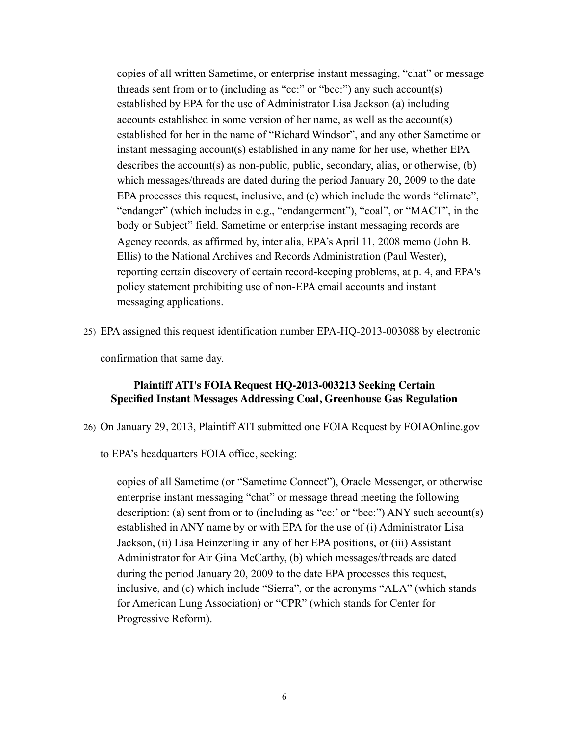> copies of all written Sametime, or enterprise instant messaging, "chat" or message threads sent from or to (including as "cc:" or "bcc:") any such account(s) established by EPA for the use of Administrator Lisa Jackson (a) including accounts established in some version of her name, as well as the account(s) established for her in the name of "Richard Windsor", and any other Sametime or instant messaging account(s) established in any name for her use, whether EPA describes the account(s) as non-public, public, secondary, alias, or otherwise, (b) which messages/threads are dated during the period January 20, 2009 to the date EPA processes this request, inclusive, and (c) which include the words "climate", "endanger" (which includes in e.g., "endangerment"), "coal", or "MACT", in the body or Subject" field. Sametime or enterprise instant messaging records are Agency records, as affirmed by, inter alia, EPA's April 11, 2008 memo (John B. Ellis) to the National Archives and Records Administration (Paul Wester), reporting certain discovery of certain record-keeping problems, at p. 4, and EPA's policy statement prohibiting use of non-EPA email accounts and instant messaging applications.

25) EPA assigned this request identification number EPA-HQ-2013-003088 by electronic confirmation that same day.

### Plaintiff ATI's FOIA Request HQ-2013-003213 Seeking Certain Specified Instant Messages Addressing Coal, Greenhouse Gas Regulation

26) On January 29, 2013, Plaintiff ATI submitted one FOIA Request by FOIAOnline.gov to EPA's headquarters FOIA office, seeking:

> copies of all Sametime (or "Sametime Connect"), Oracle Messenger, or otherwise enterprise instant messaging "chat" or message thread meeting the following description: (a) sent from or to (including as "cc:' or "bcc:") ANY such account(s) established in ANY name by or with EPA for the use of (i) Administrator Lisa Jackson, (ii) Lisa Heinzerling in any of her EPA positions, or (iii) Assistant Administrator for Air Gina McCarthy, (b) which messages/threads are dated during the period January 20, 2009 to the date EPA processes this request, inclusive, and (c) which include "Sierra", or the acronyms "ALA" (which stands for American Lung Association) or "CPR" (which stands for Center for Progressive Reform).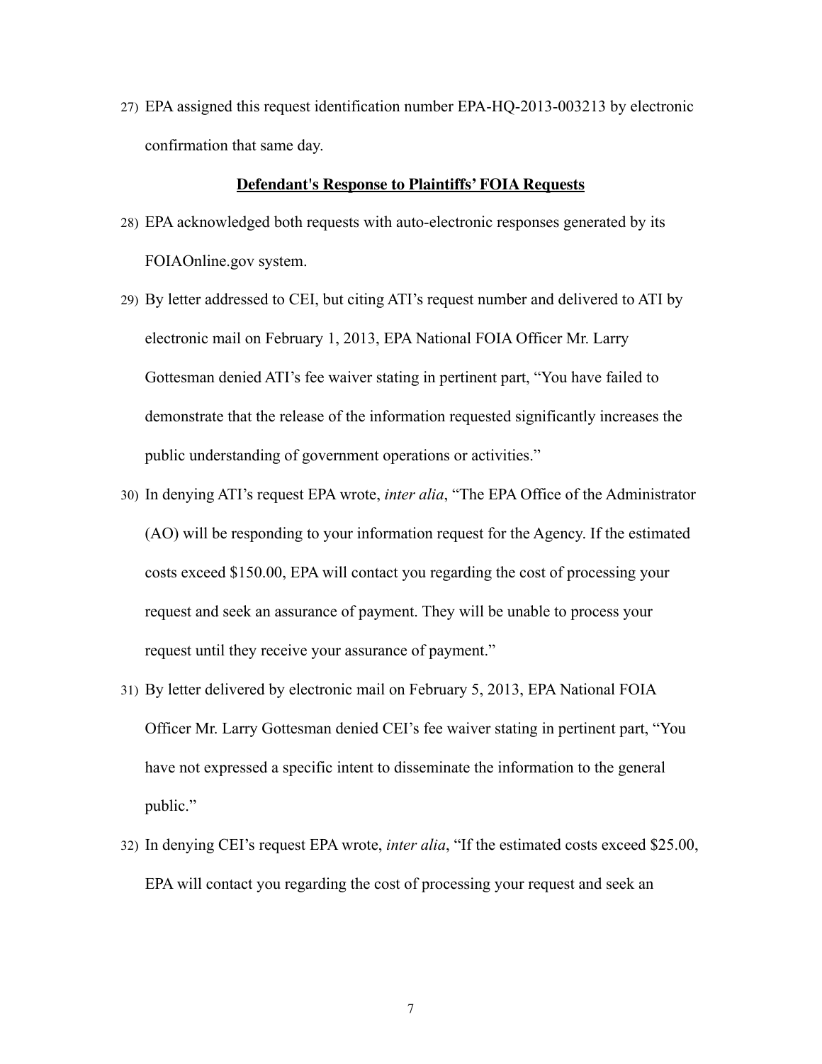27) EPA assigned this request identification number EPA-HQ-2013-003213 by electronic confirmation that same day.

**Defendant's Response to Plaintiffs' FOIA Requests**

28) EPA acknowledged both requests with auto-electronic responses generated by its FOIAOnline.gov system.

29) By letter addressed to CEI, but citing ATI's request number and delivered to ATI by electronic mail on February 1, 2013, EPA National FOIA Officer Mr. Larry Gottesman denied ATI's fee waiver stating in pertinent part, "You have failed to demonstrate that the release of the information requested significantly increases the public understanding of government operations or activities."

30) In denying ATI's request EPA wrote, *inter alia*, "The EPA Office of the Administrator (AO) will be responding to your information request for the Agency. If the estimated costs exceed $150.00, EPA will contact you regarding the cost of processing your request and seek an assurance of payment. They will be unable to process your request until they receive your assurance of payment."

31) By letter delivered by electronic mail on February 5, 2013, EPA National FOIA Officer Mr. Larry Gottesman denied CEI's fee waiver stating in pertinent part, "You have not expressed a specific intent to disseminate the information to the general public."

32) In denying CEI's request EPA wrote, *inter alia*, "If the estimated costs exceed $25.00, EPA will contact you regarding the cost of processing your request and seek an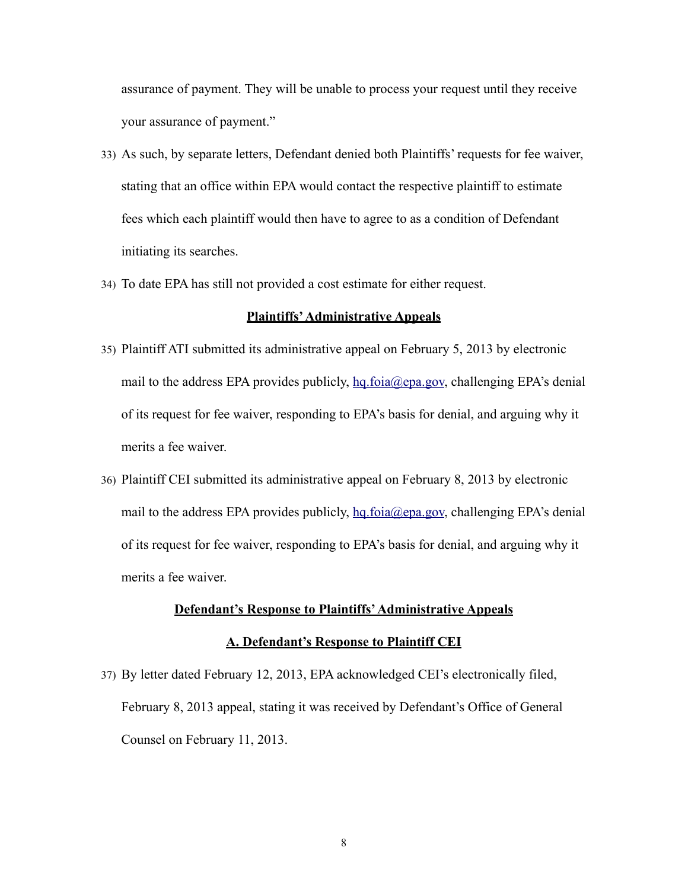assurance of payment. They will be unable to process your request until they receive your assurance of payment."

33) As such, by separate letters, Defendant denied both Plaintiffs' requests for fee waiver, stating that an office within EPA would contact the respective plaintiff to estimate fees which each plaintiff would then have to agree to as a condition of Defendant initiating its searches.

34) To date EPA has still not provided a cost estimate for either request.

**Plaintiffs' Administrative Appeals**

35) Plaintiff ATI submitted its administrative appeal on February 5, 2013 by electronic mail to the address EPA provides publicly, hq.foia@epa.gov, challenging EPA's denial of its request for fee waiver, responding to EPA's basis for denial, and arguing why it merits a fee waiver.

36) Plaintiff CEI submitted its administrative appeal on February 8, 2013 by electronic mail to the address EPA provides publicly, hq.foia@epa.gov, challenging EPA's denial of its request for fee waiver, responding to EPA's basis for denial, and arguing why it merits a fee waiver.

**Defendant's Response to Plaintiffs' Administrative Appeals**

**A. Defendant's Response to Plaintiff CEI**

37) By letter dated February 12, 2013, EPA acknowledged CEI's electronically filed, February 8, 2013 appeal, stating it was received by Defendant's Office of General Counsel on February 11, 2013.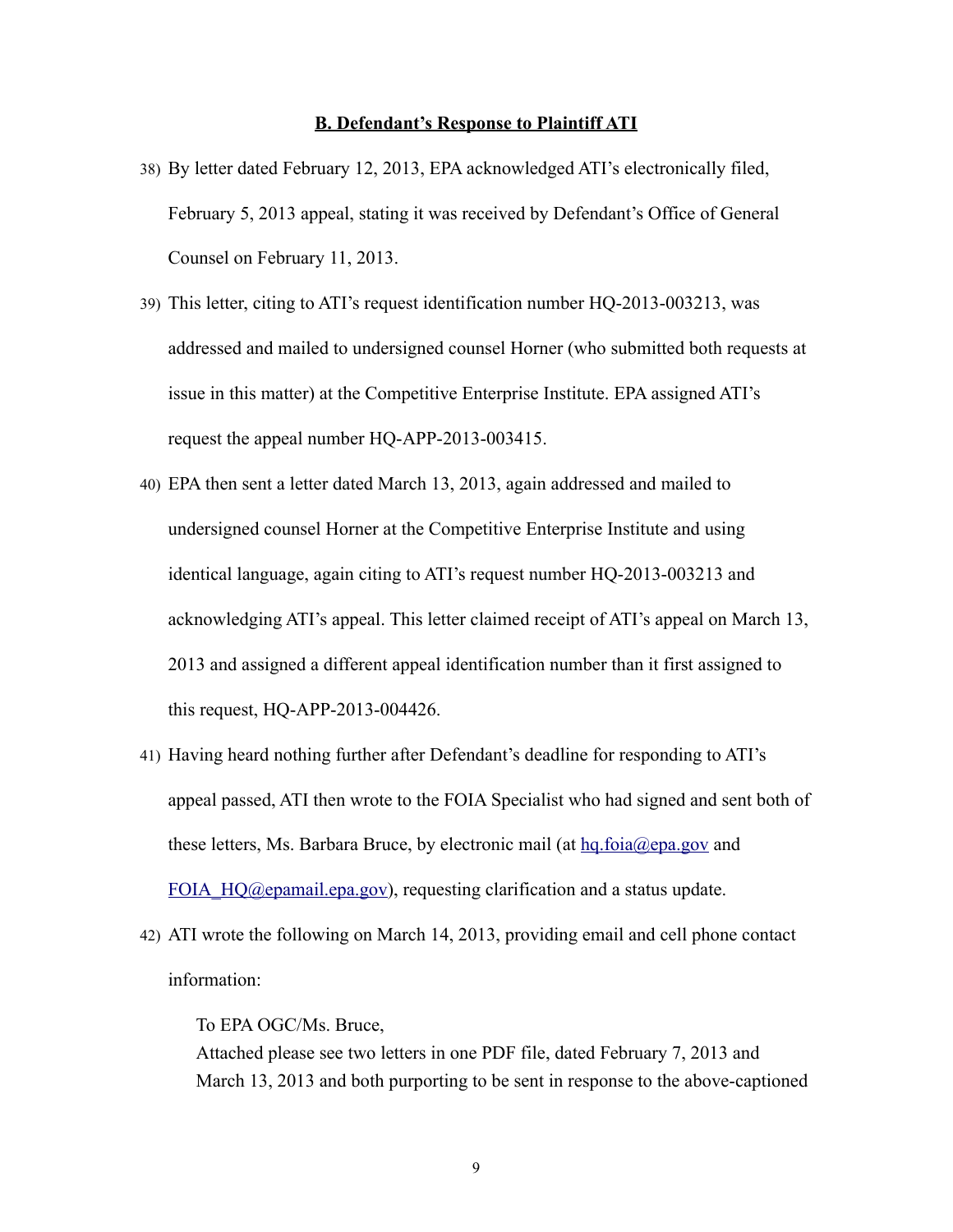## B. Defendant's Response to Plaintiff ATI

38) By letter dated February 12, 2013, EPA acknowledged ATI's electronically filed, February 5, 2013 appeal, stating it was received by Defendant's Office of General Counsel on February 11, 2013.

39) This letter, citing to ATI's request identification number HQ-2013-003213, was addressed and mailed to undersigned counsel Horner (who submitted both requests at issue in this matter) at the Competitive Enterprise Institute. EPA assigned ATI's request the appeal number HQ-APP-2013-003415.

40) EPA then sent a letter dated March 13, 2013, again addressed and mailed to undersigned counsel Horner at the Competitive Enterprise Institute and using identical language, again citing to ATI's request number HQ-2013-003213 and acknowledging ATI's appeal. This letter claimed receipt of ATI's appeal on March 13, 2013 and assigned a different appeal identification number than it first assigned to this request, HQ-APP-2013-004426.

41) Having heard nothing further after Defendant's deadline for responding to ATI's appeal passed, ATI then wrote to the FOIA Specialist who had signed and sent both of these letters, Ms. Barbara Bruce, by electronic mail (at hq.foia@epa.gov and FOIA_HQ@epamail.epa.gov), requesting clarification and a status update.

42) ATI wrote the following on March 14, 2013, providing email and cell phone contact information:

> To EPA OGC/Ms. Bruce,
> Attached please see two letters in one PDF file, dated February 7, 2013 and March 13, 2013 and both purporting to be sent in response to the above-captioned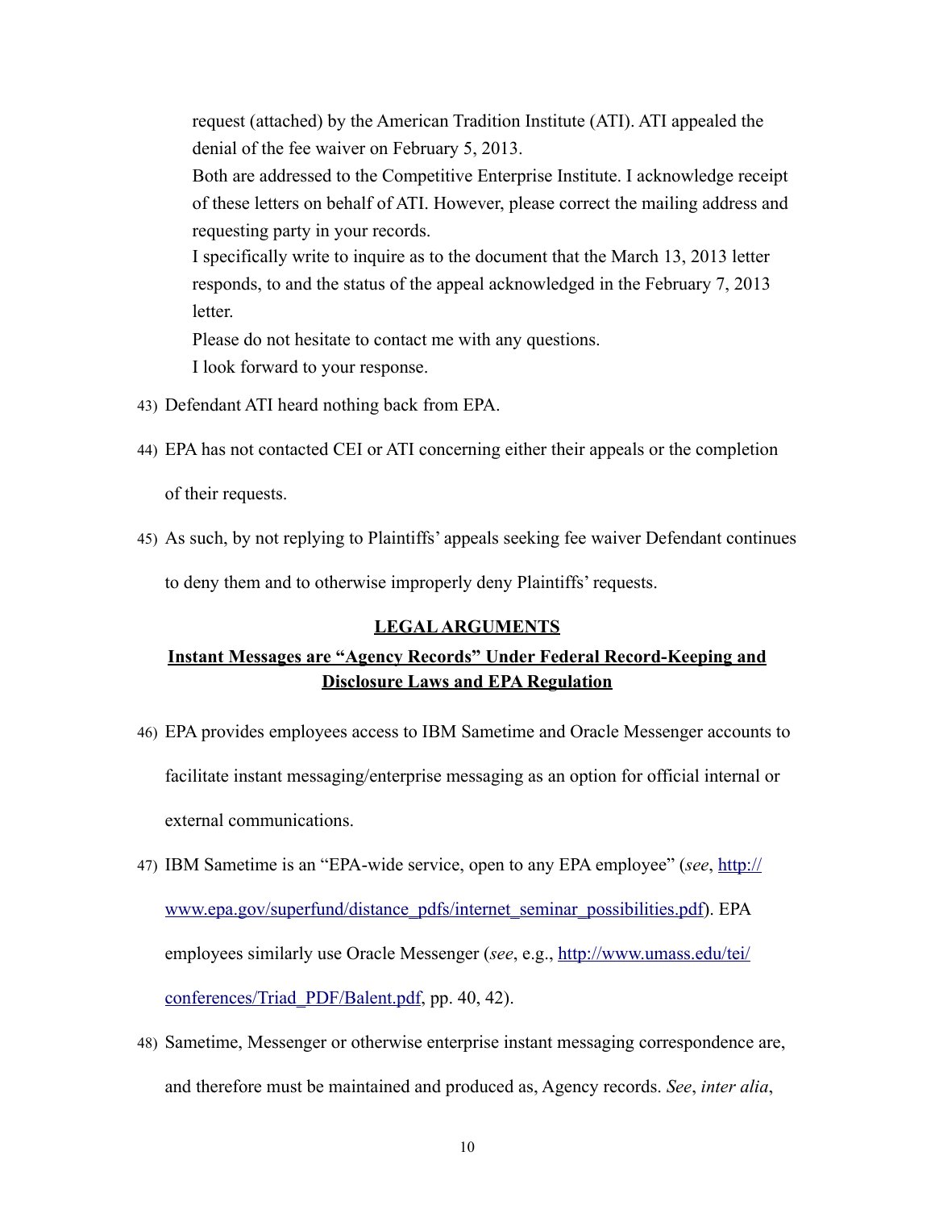> request (attached) by the American Tradition Institute (ATI). ATI appealed the denial of the fee waiver on February 5, 2013.
>
> Both are addressed to the Competitive Enterprise Institute. I acknowledge receipt of these letters on behalf of ATI. However, please correct the mailing address and requesting party in your records.
>
> I specifically write to inquire as to the document that the March 13, 2013 letter responds, to and the status of the appeal acknowledged in the February 7, 2013 letter.
>
> Please do not hesitate to contact me with any questions.
>
> I look forward to your response.

43) Defendant ATI heard nothing back from EPA.

44) EPA has not contacted CEI or ATI concerning either their appeals or the completion of their requests.

45) As such, by not replying to Plaintiffs' appeals seeking fee waiver Defendant continues to deny them and to otherwise improperly deny Plaintiffs' requests.

## LEGAL ARGUMENTS

### Instant Messages are "Agency Records" Under Federal Record-Keeping and Disclosure Laws and EPA Regulation

46) EPA provides employees access to IBM Sametime and Oracle Messenger accounts to facilitate instant messaging/enterprise messaging as an option for official internal or external communications.

47) IBM Sametime is an "EPA-wide service, open to any EPA employee" (*see*, http://www.epa.gov/superfund/distance_pdfs/internet_seminar_possibilities.pdf). EPA employees similarly use Oracle Messenger (*see*, e.g., http://www.umass.edu/tei/conferences/Triad_PDF/Balent.pdf, pp. 40, 42).

48) Sametime, Messenger or otherwise enterprise instant messaging correspondence are, and therefore must be maintained and produced as, Agency records. *See*, *inter alia*,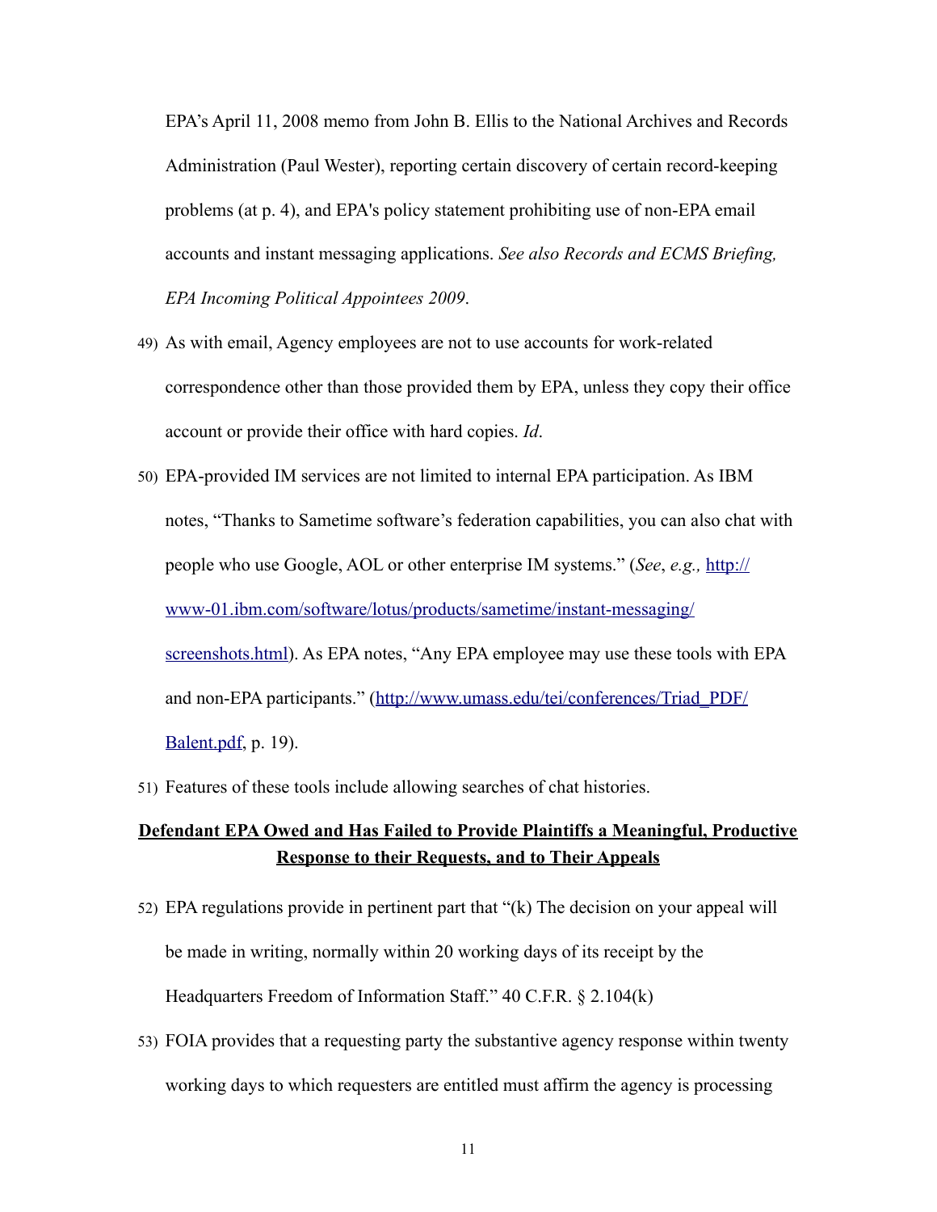EPA's April 11, 2008 memo from John B. Ellis to the National Archives and Records Administration (Paul Wester), reporting certain discovery of certain record-keeping problems (at p. 4), and EPA's policy statement prohibiting use of non-EPA email accounts and instant messaging applications. *See also Records and ECMS Briefing, EPA Incoming Political Appointees 2009*.

49) As with email, Agency employees are not to use accounts for work-related correspondence other than those provided them by EPA, unless they copy their office account or provide their office with hard copies. *Id*.

50) EPA-provided IM services are not limited to internal EPA participation. As IBM notes, "Thanks to Sametime software's federation capabilities, you can also chat with people who use Google, AOL or other enterprise IM systems." (*See*, *e.g.,* [http://www-01.ibm.com/software/lotus/products/sametime/instant-messaging/screenshots.html](http://www-01.ibm.com/software/lotus/products/sametime/instant-messaging/screenshots.html)). As EPA notes, "Any EPA employee may use these tools with EPA and non-EPA participants." ([http://www.umass.edu/tei/conferences/Triad_PDF/Balent.pdf](http://www.umass.edu/tei/conferences/Triad_PDF/Balent.pdf), p. 19).

51) Features of these tools include allowing searches of chat histories.

**<u>Defendant EPA Owed and Has Failed to Provide Plaintiffs a Meaningful, Productive Response to their Requests, and to Their Appeals</u>**

52) EPA regulations provide in pertinent part that "(k) The decision on your appeal will be made in writing, normally within 20 working days of its receipt by the Headquarters Freedom of Information Staff." 40 C.F.R. § 2.104(k)

53) FOIA provides that a requesting party the substantive agency response within twenty working days to which requesters are entitled must affirm the agency is processing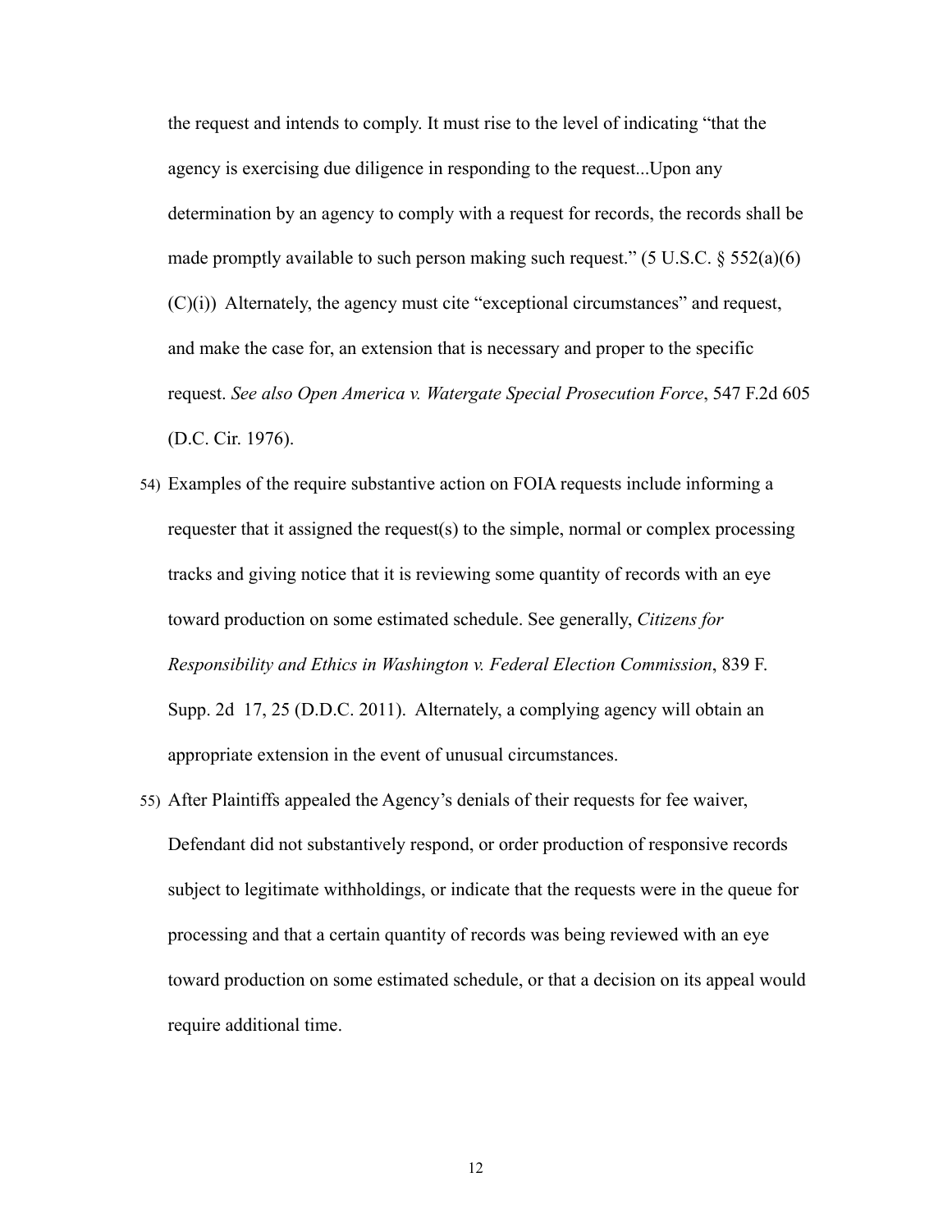the request and intends to comply. It must rise to the level of indicating "that the agency is exercising due diligence in responding to the request...Upon any determination by an agency to comply with a request for records, the records shall be made promptly available to such person making such request." (5 U.S.C. § 552(a)(6)(C)(i)) Alternately, the agency must cite "exceptional circumstances" and request, and make the case for, an extension that is necessary and proper to the specific request. *See also Open America v. Watergate Special Prosecution Force*, 547 F.2d 605 (D.C. Cir. 1976).

54) Examples of the require substantive action on FOIA requests include informing a requester that it assigned the request(s) to the simple, normal or complex processing tracks and giving notice that it is reviewing some quantity of records with an eye toward production on some estimated schedule. See generally, *Citizens for Responsibility and Ethics in Washington v. Federal Election Commission*, 839 F. Supp. 2d 17, 25 (D.D.C. 2011). Alternately, a complying agency will obtain an appropriate extension in the event of unusual circumstances.

55) After Plaintiffs appealed the Agency's denials of their requests for fee waiver, Defendant did not substantively respond, or order production of responsive records subject to legitimate withholdings, or indicate that the requests were in the queue for processing and that a certain quantity of records was being reviewed with an eye toward production on some estimated schedule, or that a decision on its appeal would require additional time.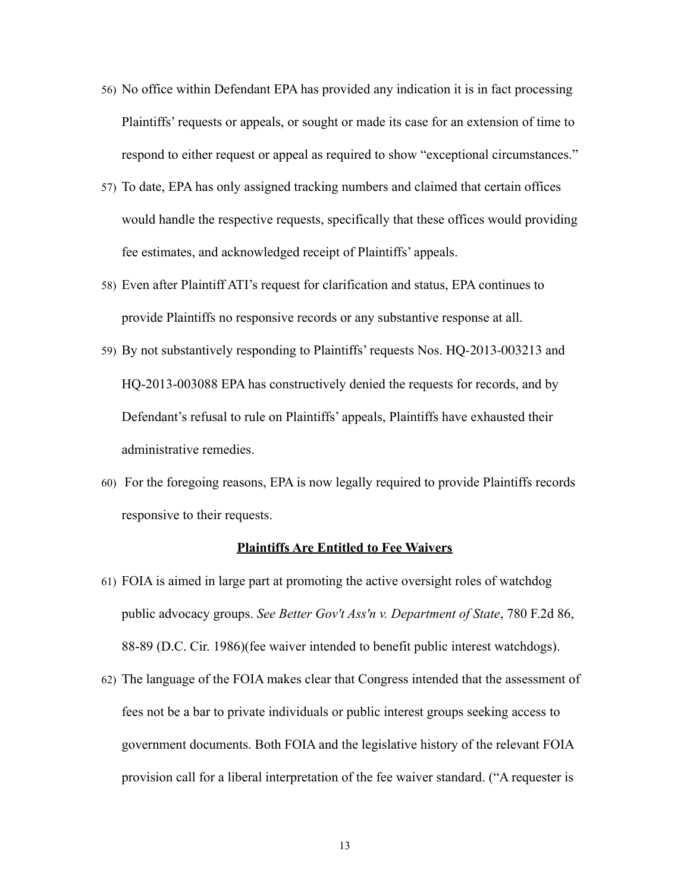56) No office within Defendant EPA has provided any indication it is in fact processing Plaintiffs' requests or appeals, or sought or made its case for an extension of time to respond to either request or appeal as required to show "exceptional circumstances."

57) To date, EPA has only assigned tracking numbers and claimed that certain offices would handle the respective requests, specifically that these offices would providing fee estimates, and acknowledged receipt of Plaintiffs' appeals.

58) Even after Plaintiff ATI's request for clarification and status, EPA continues to provide Plaintiffs no responsive records or any substantive response at all.

59) By not substantively responding to Plaintiffs' requests Nos. HQ-2013-003213 and HQ-2013-003088 EPA has constructively denied the requests for records, and by Defendant's refusal to rule on Plaintiffs' appeals, Plaintiffs have exhausted their administrative remedies.

60) For the foregoing reasons, EPA is now legally required to provide Plaintiffs records responsive to their requests.

**Plaintiffs Are Entitled to Fee Waivers**

61) FOIA is aimed in large part at promoting the active oversight roles of watchdog public advocacy groups. *See Better Gov't Ass'n v. Department of State*, 780 F.2d 86, 88-89 (D.C. Cir. 1986)(fee waiver intended to benefit public interest watchdogs).

62) The language of the FOIA makes clear that Congress intended that the assessment of fees not be a bar to private individuals or public interest groups seeking access to government documents. Both FOIA and the legislative history of the relevant FOIA provision call for a liberal interpretation of the fee waiver standard. ("A requester is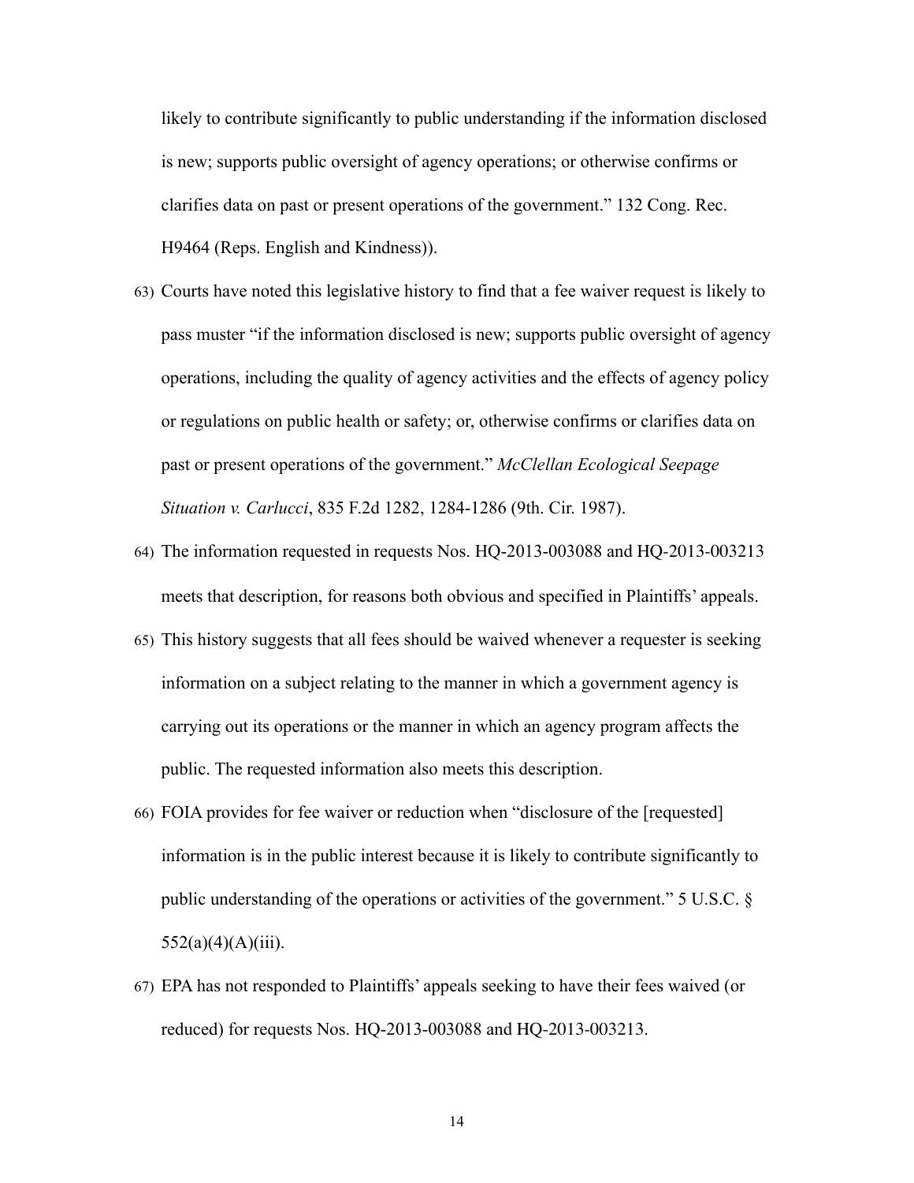likely to contribute significantly to public understanding if the information disclosed is new; supports public oversight of agency operations; or otherwise confirms or clarifies data on past or present operations of the government." 132 Cong. Rec. H9464 (Reps. English and Kindness)).

63) Courts have noted this legislative history to find that a fee waiver request is likely to pass muster "if the information disclosed is new; supports public oversight of agency operations, including the quality of agency activities and the effects of agency policy or regulations on public health or safety; or, otherwise confirms or clarifies data on past or present operations of the government." *McClellan Ecological Seepage Situation v. Carlucci*, 835 F.2d 1282, 1284-1286 (9th. Cir. 1987).

64) The information requested in requests Nos. HQ-2013-003088 and HQ-2013-003213 meets that description, for reasons both obvious and specified in Plaintiffs' appeals.

65) This history suggests that all fees should be waived whenever a requester is seeking information on a subject relating to the manner in which a government agency is carrying out its operations or the manner in which an agency program affects the public. The requested information also meets this description.

66) FOIA provides for fee waiver or reduction when "disclosure of the [requested] information is in the public interest because it is likely to contribute significantly to public understanding of the operations or activities of the government." 5 U.S.C. § 552(a)(4)(A)(iii).

67) EPA has not responded to Plaintiffs' appeals seeking to have their fees waived (or reduced) for requests Nos. HQ-2013-003088 and HQ-2013-003213.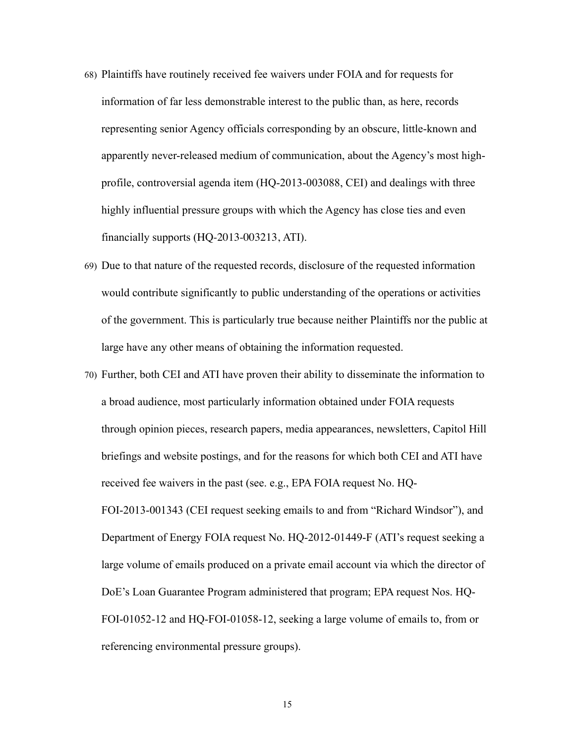68) Plaintiffs have routinely received fee waivers under FOIA and for requests for information of far less demonstrable interest to the public than, as here, records representing senior Agency officials corresponding by an obscure, little-known and apparently never-released medium of communication, about the Agency's most high-profile, controversial agenda item (HQ-2013-003088, CEI) and dealings with three highly influential pressure groups with which the Agency has close ties and even financially supports (HQ-2013-003213, ATI).

69) Due to that nature of the requested records, disclosure of the requested information would contribute significantly to public understanding of the operations or activities of the government. This is particularly true because neither Plaintiffs nor the public at large have any other means of obtaining the information requested.

70) Further, both CEI and ATI have proven their ability to disseminate the information to a broad audience, most particularly information obtained under FOIA requests through opinion pieces, research papers, media appearances, newsletters, Capitol Hill briefings and website postings, and for the reasons for which both CEI and ATI have received fee waivers in the past (see. e.g., EPA FOIA request No. HQ-FOI-2013-001343 (CEI request seeking emails to and from "Richard Windsor"), and Department of Energy FOIA request No. HQ-2012-01449-F (ATI's request seeking a large volume of emails produced on a private email account via which the director of DoE's Loan Guarantee Program administered that program; EPA request Nos. HQ-FOI-01052-12 and HQ-FOI-01058-12, seeking a large volume of emails to, from or referencing environmental pressure groups).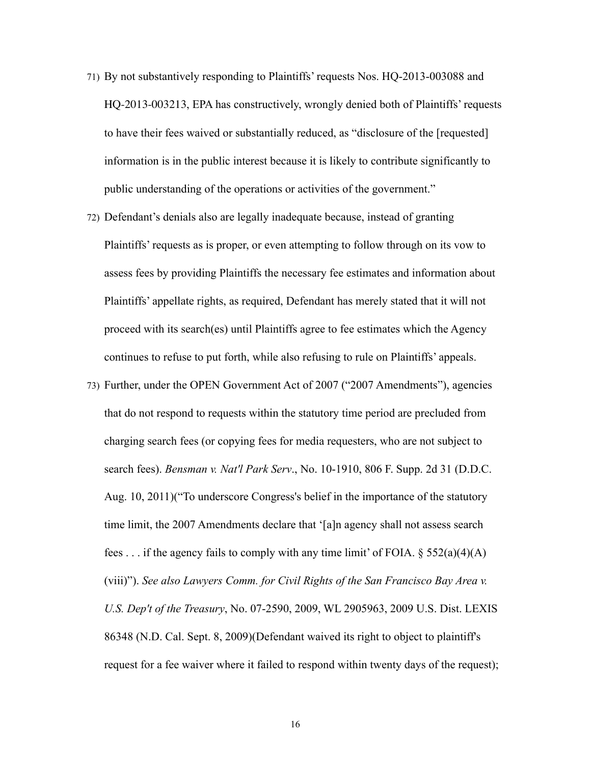71) By not substantively responding to Plaintiffs' requests Nos. HQ-2013-003088 and HQ-2013-003213, EPA has constructively, wrongly denied both of Plaintiffs' requests to have their fees waived or substantially reduced, as "disclosure of the [requested] information is in the public interest because it is likely to contribute significantly to public understanding of the operations or activities of the government."

72) Defendant's denials also are legally inadequate because, instead of granting Plaintiffs' requests as is proper, or even attempting to follow through on its vow to assess fees by providing Plaintiffs the necessary fee estimates and information about Plaintiffs' appellate rights, as required, Defendant has merely stated that it will not proceed with its search(es) until Plaintiffs agree to fee estimates which the Agency continues to refuse to put forth, while also refusing to rule on Plaintiffs' appeals.

73) Further, under the OPEN Government Act of 2007 ("2007 Amendments"), agencies that do not respond to requests within the statutory time period are precluded from charging search fees (or copying fees for media requesters, who are not subject to search fees). *Bensman v. Nat'l Park Serv*., No. 10-1910, 806 F. Supp. 2d 31 (D.D.C. Aug. 10, 2011)("To underscore Congress's belief in the importance of the statutory time limit, the 2007 Amendments declare that '[a]n agency shall not assess search fees . . . if the agency fails to comply with any time limit' of FOIA. § 552(a)(4)(A)(viii)"). *See also Lawyers Comm. for Civil Rights of the San Francisco Bay Area v. U.S. Dep't of the Treasury*, No. 07-2590, 2009, WL 2905963, 2009 U.S. Dist. LEXIS 86348 (N.D. Cal. Sept. 8, 2009)(Defendant waived its right to object to plaintiff's request for a fee waiver where it failed to respond within twenty days of the request);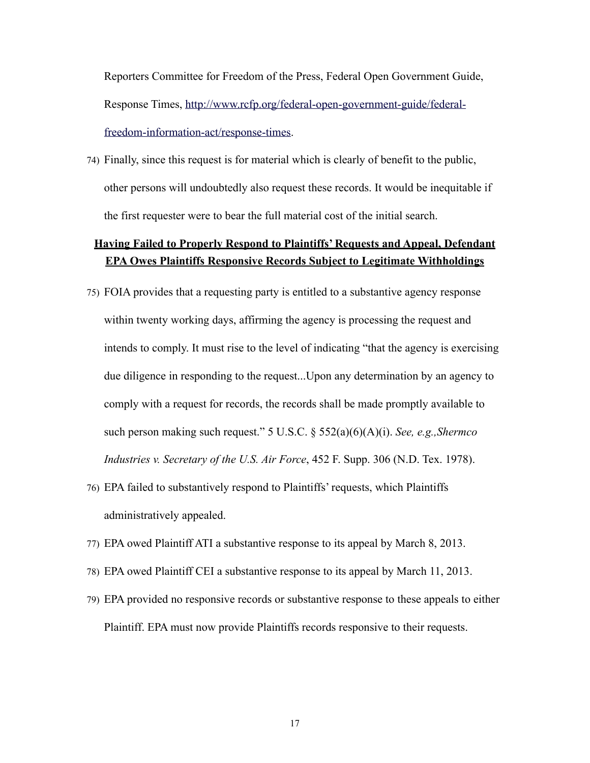Reporters Committee for Freedom of the Press, Federal Open Government Guide, Response Times, [http://www.rcfp.org/federal-open-government-guide/federal-freedom-information-act/response-times](http://www.rcfp.org/federal-open-government-guide/federal-freedom-information-act/response-times).

74) Finally, since this request is for material which is clearly of benefit to the public, other persons will undoubtedly also request these records. It would be inequitable if the first requester were to bear the full material cost of the initial search.

**Having Failed to Properly Respond to Plaintiffs' Requests and Appeal, Defendant EPA Owes Plaintiffs Responsive Records Subject to Legitimate Withholdings**

75) FOIA provides that a requesting party is entitled to a substantive agency response within twenty working days, affirming the agency is processing the request and intends to comply. It must rise to the level of indicating "that the agency is exercising due diligence in responding to the request...Upon any determination by an agency to comply with a request for records, the records shall be made promptly available to such person making such request." 5 U.S.C. § 552(a)(6)(A)(i). *See, e.g.,Shermco Industries v. Secretary of the U.S. Air Force*, 452 F. Supp. 306 (N.D. Tex. 1978).

76) EPA failed to substantively respond to Plaintiffs' requests, which Plaintiffs administratively appealed.

77) EPA owed Plaintiff ATI a substantive response to its appeal by March 8, 2013.

78) EPA owed Plaintiff CEI a substantive response to its appeal by March 11, 2013.

79) EPA provided no responsive records or substantive response to these appeals to either Plaintiff. EPA must now provide Plaintiffs records responsive to their requests.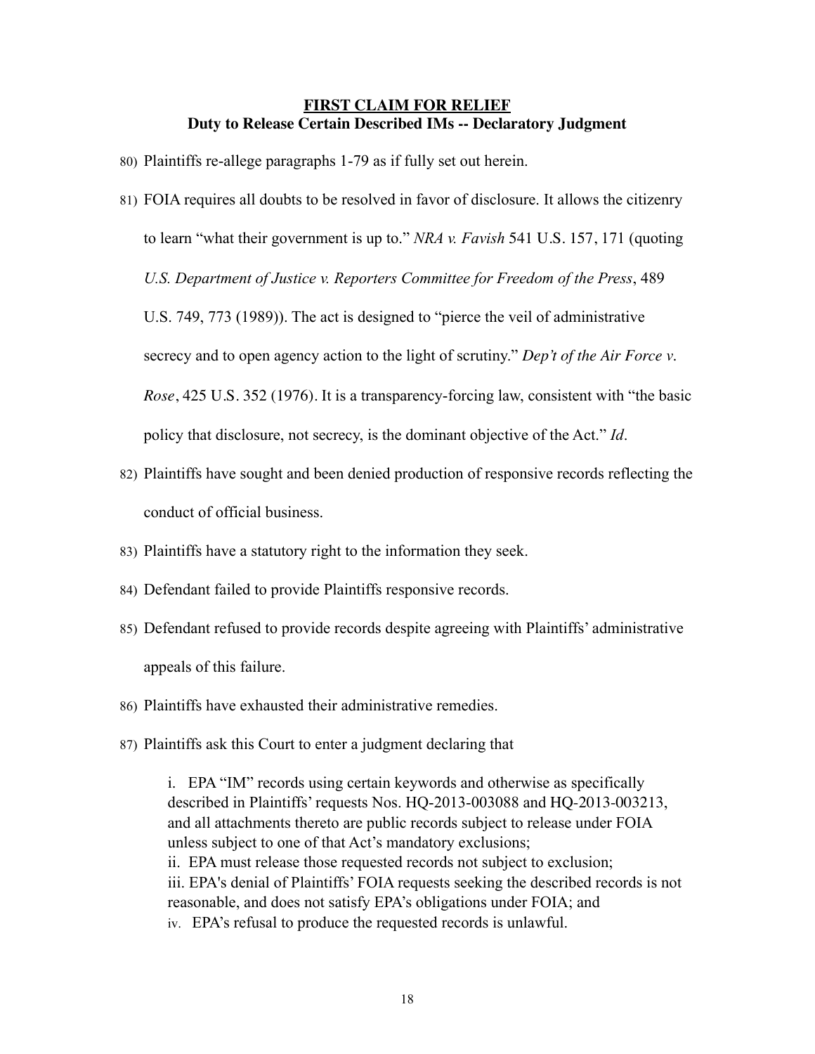**FIRST CLAIM FOR RELIEF**
**Duty to Release Certain Described IMs -- Declaratory Judgment**

80) Plaintiffs re-allege paragraphs 1-79 as if fully set out herein.

81) FOIA requires all doubts to be resolved in favor of disclosure. It allows the citizenry to learn "what their government is up to." *NRA v. Favish* 541 U.S. 157, 171 (quoting *U.S. Department of Justice v. Reporters Committee for Freedom of the Press*, 489 U.S. 749, 773 (1989)). The act is designed to "pierce the veil of administrative secrecy and to open agency action to the light of scrutiny." *Dep't of the Air Force v. Rose*, 425 U.S. 352 (1976). It is a transparency-forcing law, consistent with "the basic policy that disclosure, not secrecy, is the dominant objective of the Act." *Id*.

82) Plaintiffs have sought and been denied production of responsive records reflecting the conduct of official business.

83) Plaintiffs have a statutory right to the information they seek.

84) Defendant failed to provide Plaintiffs responsive records.

85) Defendant refused to provide records despite agreeing with Plaintiffs' administrative appeals of this failure.

86) Plaintiffs have exhausted their administrative remedies.

87) Plaintiffs ask this Court to enter a judgment declaring that

i. EPA "IM" records using certain keywords and otherwise as specifically described in Plaintiffs' requests Nos. HQ-2013-003088 and HQ-2013-003213, and all attachments thereto are public records subject to release under FOIA unless subject to one of that Act's mandatory exclusions;
ii. EPA must release those requested records not subject to exclusion;
iii. EPA's denial of Plaintiffs' FOIA requests seeking the described records is not reasonable, and does not satisfy EPA's obligations under FOIA; and
iv. EPA's refusal to produce the requested records is unlawful.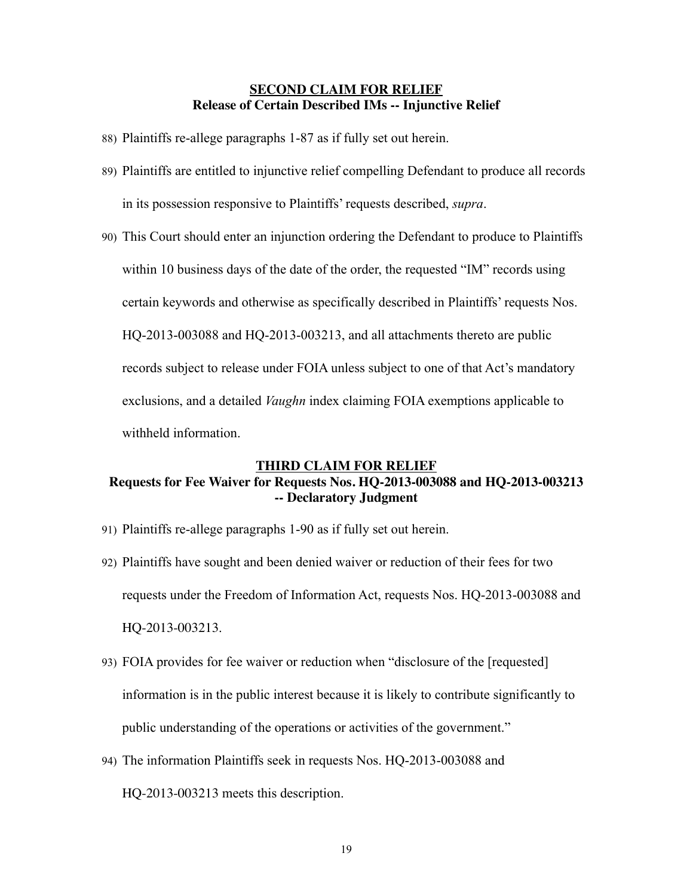**<u>SECOND CLAIM FOR RELIEF</u>**
**Release of Certain Described IMs -- Injunctive Relief**

88) Plaintiffs re-allege paragraphs 1-87 as if fully set out herein.

89) Plaintiffs are entitled to injunctive relief compelling Defendant to produce all records in its possession responsive to Plaintiffs' requests described, *supra*.

90) This Court should enter an injunction ordering the Defendant to produce to Plaintiffs within 10 business days of the date of the order, the requested "IM" records using certain keywords and otherwise as specifically described in Plaintiffs' requests Nos. HQ-2013-003088 and HQ-2013-003213, and all attachments thereto are public records subject to release under FOIA unless subject to one of that Act's mandatory exclusions, and a detailed *Vaughn* index claiming FOIA exemptions applicable to withheld information.

**<u>THIRD CLAIM FOR RELIEF</u>**
**Requests for Fee Waiver for Requests Nos. HQ-2013-003088 and HQ-2013-003213 -- Declaratory Judgment**

91) Plaintiffs re-allege paragraphs 1-90 as if fully set out herein.

92) Plaintiffs have sought and been denied waiver or reduction of their fees for two requests under the Freedom of Information Act, requests Nos. HQ-2013-003088 and HQ-2013-003213.

93) FOIA provides for fee waiver or reduction when "disclosure of the [requested] information is in the public interest because it is likely to contribute significantly to public understanding of the operations or activities of the government."

94) The information Plaintiffs seek in requests Nos. HQ-2013-003088 and HQ-2013-003213 meets this description.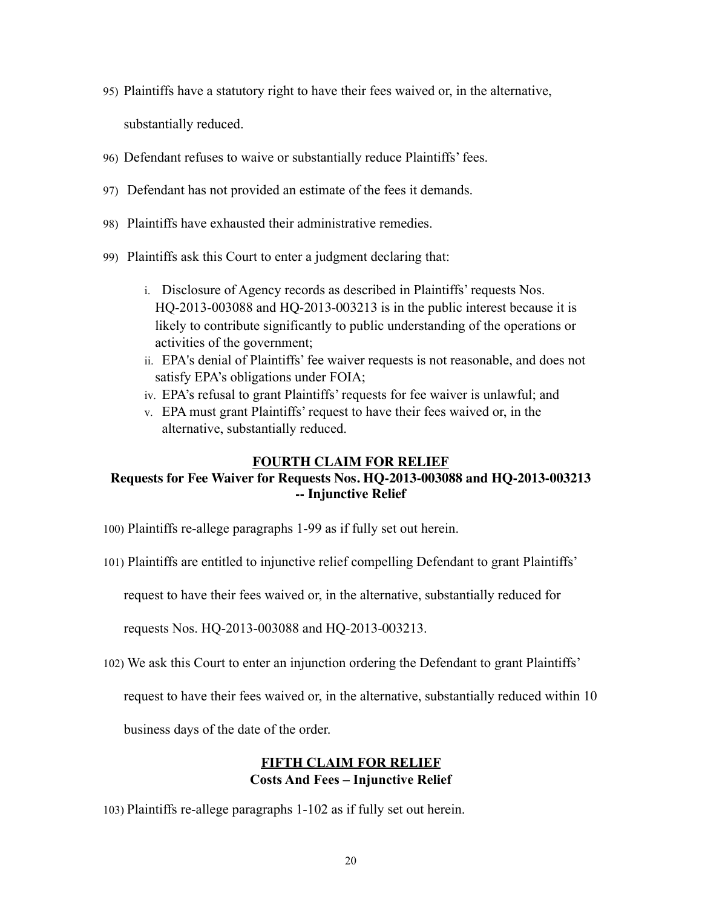95) Plaintiffs have a statutory right to have their fees waived or, in the alternative, substantially reduced.

96) Defendant refuses to waive or substantially reduce Plaintiffs' fees.

97) Defendant has not provided an estimate of the fees it demands.

98) Plaintiffs have exhausted their administrative remedies.

99) Plaintiffs ask this Court to enter a judgment declaring that:

   i. Disclosure of Agency records as described in Plaintiffs' requests Nos. HQ-2013-003088 and HQ-2013-003213 is in the public interest because it is likely to contribute significantly to public understanding of the operations or activities of the government;
   ii. EPA's denial of Plaintiffs' fee waiver requests is not reasonable, and does not satisfy EPA's obligations under FOIA;
   iv. EPA's refusal to grant Plaintiffs' requests for fee waiver is unlawful; and
   v. EPA must grant Plaintiffs' request to have their fees waived or, in the alternative, substantially reduced.

## FOURTH CLAIM FOR RELIEF

**Requests for Fee Waiver for Requests Nos. HQ-2013-003088 and HQ-2013-003213 -- Injunctive Relief**

100) Plaintiffs re-allege paragraphs 1-99 as if fully set out herein.

101) Plaintiffs are entitled to injunctive relief compelling Defendant to grant Plaintiffs' request to have their fees waived or, in the alternative, substantially reduced for requests Nos. HQ-2013-003088 and HQ-2013-003213.

102) We ask this Court to enter an injunction ordering the Defendant to grant Plaintiffs' request to have their fees waived or, in the alternative, substantially reduced within 10 business days of the date of the order.

## FIFTH CLAIM FOR RELIEF

**Costs And Fees – Injunctive Relief**

103) Plaintiffs re-allege paragraphs 1-102 as if fully set out herein.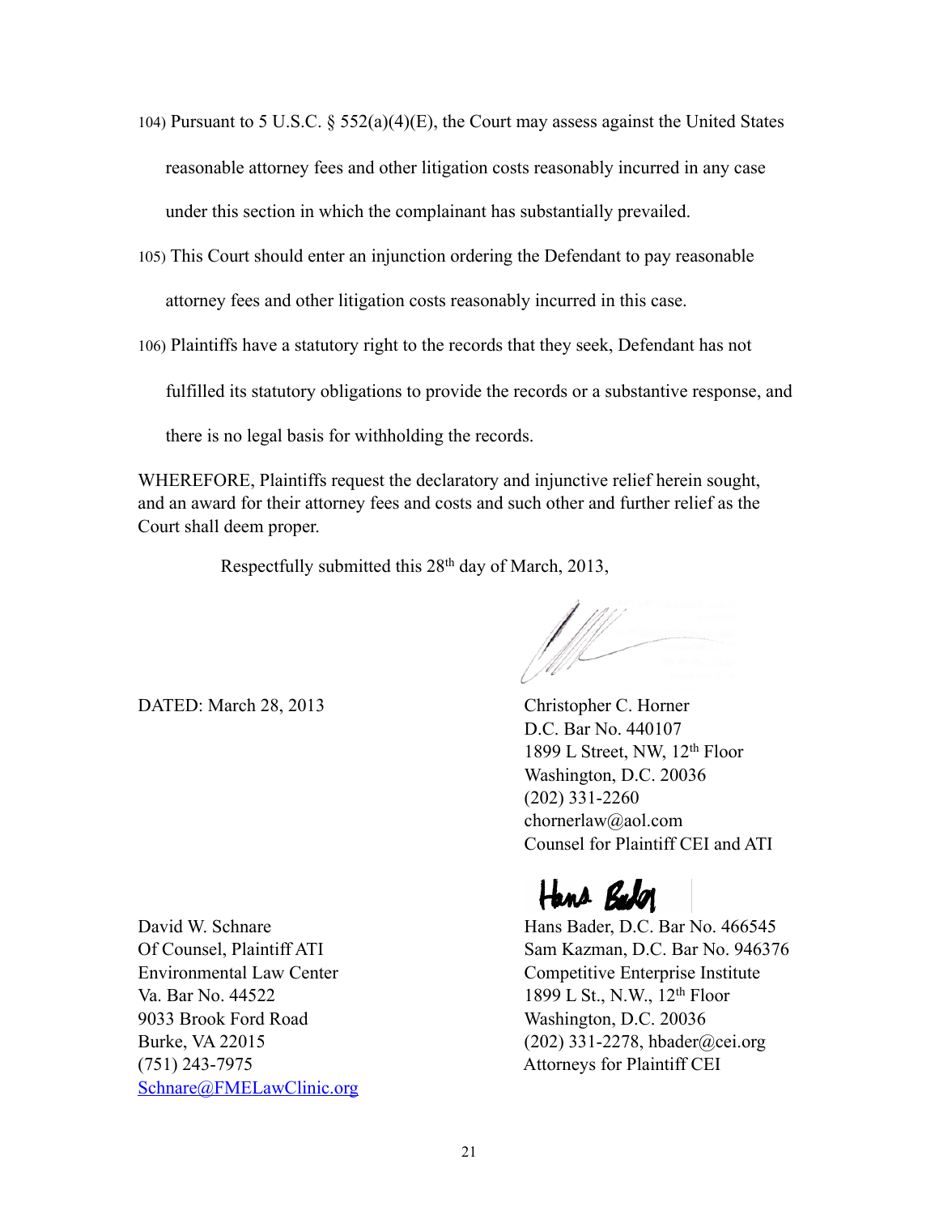104) Pursuant to 5 U.S.C. § 552(a)(4)(E), the Court may assess against the United States reasonable attorney fees and other litigation costs reasonably incurred in any case under this section in which the complainant has substantially prevailed.

105) This Court should enter an injunction ordering the Defendant to pay reasonable attorney fees and other litigation costs reasonably incurred in this case.

106) Plaintiffs have a statutory right to the records that they seek, Defendant has not fulfilled its statutory obligations to provide the records or a substantive response, and there is no legal basis for withholding the records.

WHEREFORE, Plaintiffs request the declaratory and injunctive relief herein sought, and an award for their attorney fees and costs and such other and further relief as the Court shall deem proper.

Respectfully submitted this 28th day of March, 2013,

DATED: March 28, 2013

Christopher C. Horner
D.C. Bar No. 440107
1899 L Street, NW, 12th Floor
Washington, D.C. 20036
(202) 331-2260
chornerlaw@aol.com
Counsel for Plaintiff CEI and ATI

Hans Bader

David W. Schnare
Of Counsel, Plaintiff ATI
Environmental Law Center
Va. Bar No. 44522
9033 Brook Ford Road
Burke, VA 22015
(751) 243-7975
Schnare@FMELawClinic.org

Hans Bader, D.C. Bar No. 466545
Sam Kazman, D.C. Bar No. 946376
Competitive Enterprise Institute
1899 L St., N.W., 12th Floor
Washington, D.C. 20036
(202) 331-2278, hbader@cei.org
Attorneys for Plaintiff CEI